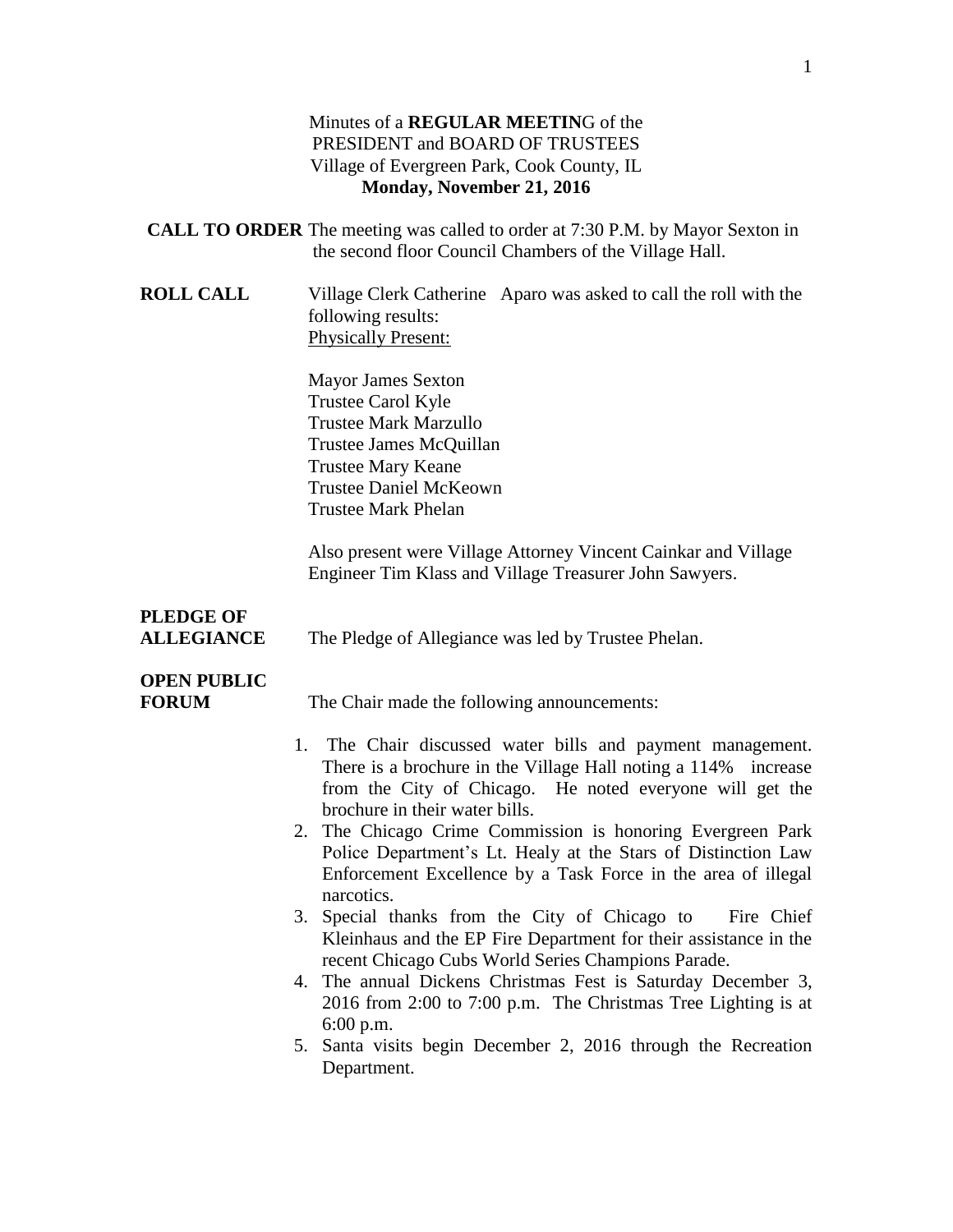Minutes of a **REGULAR MEETIN**G of the
PRESIDENT and BOARD OF TRUSTEES
Village of Evergreen Park, Cook County, IL
**Monday, November 21, 2016**

**CALL TO ORDER** The meeting was called to order at 7:30 P.M. by Mayor Sexton in the second floor Council Chambers of the Village Hall.

**ROLL CALL** Village Clerk Catherine Aparo was asked to call the roll with the following results:

Physically Present:

Mayor James Sexton
Trustee Carol Kyle
Trustee Mark Marzullo
Trustee James McQuillan
Trustee Mary Keane
Trustee Daniel McKeown
Trustee Mark Phelan

Also present were Village Attorney Vincent Cainkar and Village Engineer Tim Klass and Village Treasurer John Sawyers.

**PLEDGE OF ALLEGIANCE** The Pledge of Allegiance was led by Trustee Phelan.

**OPEN PUBLIC FORUM** The Chair made the following announcements:

1. The Chair discussed water bills and payment management. There is a brochure in the Village Hall noting a 114% increase from the City of Chicago. He noted everyone will get the brochure in their water bills.
2. The Chicago Crime Commission is honoring Evergreen Park Police Department's Lt. Healy at the Stars of Distinction Law Enforcement Excellence by a Task Force in the area of illegal narcotics.
3. Special thanks from the City of Chicago to Fire Chief Kleinhaus and the EP Fire Department for their assistance in the recent Chicago Cubs World Series Champions Parade.
4. The annual Dickens Christmas Fest is Saturday December 3, 2016 from 2:00 to 7:00 p.m. The Christmas Tree Lighting is at 6:00 p.m.
5. Santa visits begin December 2, 2016 through the Recreation Department.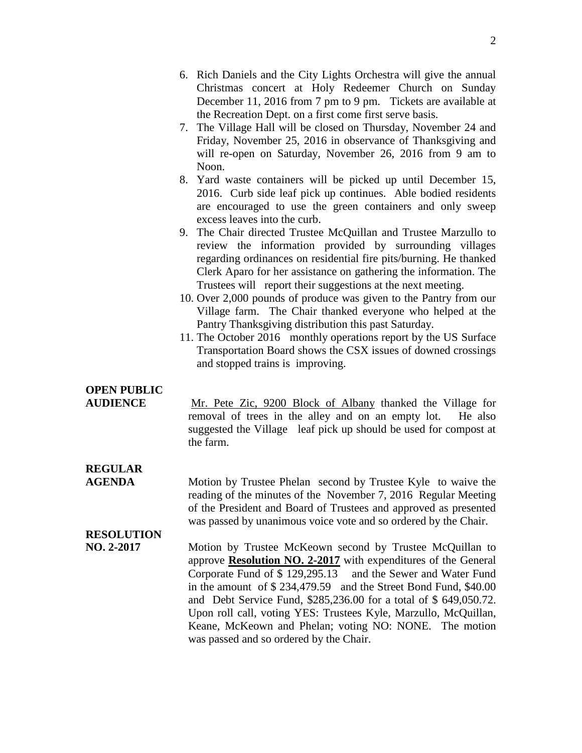6. Rich Daniels and the City Lights Orchestra will give the annual Christmas concert at Holy Redeemer Church on Sunday December 11, 2016 from 7 pm to 9 pm. Tickets are available at the Recreation Dept. on a first come first serve basis.
7. The Village Hall will be closed on Thursday, November 24 and Friday, November 25, 2016 in observance of Thanksgiving and will re-open on Saturday, November 26, 2016 from 9 am to Noon.
8. Yard waste containers will be picked up until December 15, 2016. Curb side leaf pick up continues. Able bodied residents are encouraged to use the green containers and only sweep excess leaves into the curb.
9. The Chair directed Trustee McQuillan and Trustee Marzullo to review the information provided by surrounding villages regarding ordinances on residential fire pits/burning. He thanked Clerk Aparo for her assistance on gathering the information. The Trustees will report their suggestions at the next meeting.
10. Over 2,000 pounds of produce was given to the Pantry from our Village farm. The Chair thanked everyone who helped at the Pantry Thanksgiving distribution this past Saturday.
11. The October 2016 monthly operations report by the US Surface Transportation Board shows the CSX issues of downed crossings and stopped trains is improving.

**OPEN PUBLIC AUDIENCE**

Mr. Pete Zic, 9200 Block of Albany thanked the Village for removal of trees in the alley and on an empty lot. He also suggested the Village leaf pick up should be used for compost at the farm.

**REGULAR AGENDA**

Motion by Trustee Phelan second by Trustee Kyle to waive the reading of the minutes of the November 7, 2016 Regular Meeting of the President and Board of Trustees and approved as presented was passed by unanimous voice vote and so ordered by the Chair.

**RESOLUTION NO. 2-2017**

Motion by Trustee McKeown second by Trustee McQuillan to approve **Resolution NO. 2-2017** with expenditures of the General Corporate Fund of $ 129,295.13 and the Sewer and Water Fund in the amount of $ 234,479.59 and the Street Bond Fund, $40.00 and Debt Service Fund, $285,236.00 for a total of $ 649,050.72. Upon roll call, voting YES: Trustees Kyle, Marzullo, McQuillan, Keane, McKeown and Phelan; voting NO: NONE. The motion was passed and so ordered by the Chair.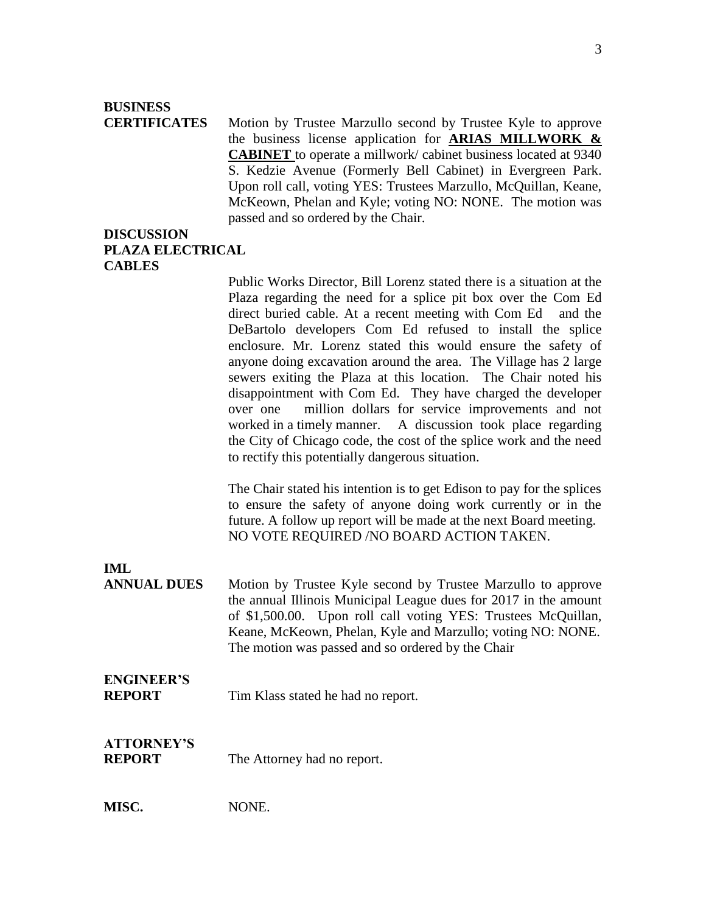**BUSINESS CERTIFICATES**

Motion by Trustee Marzullo second by Trustee Kyle to approve the business license application for **ARIAS MILLWORK & CABINET** to operate a millwork/ cabinet business located at 9340 S. Kedzie Avenue (Formerly Bell Cabinet) in Evergreen Park. Upon roll call, voting YES: Trustees Marzullo, McQuillan, Keane, McKeown, Phelan and Kyle; voting NO: NONE. The motion was passed and so ordered by the Chair.

**DISCUSSION PLAZA ELECTRICAL CABLES**

Public Works Director, Bill Lorenz stated there is a situation at the Plaza regarding the need for a splice pit box over the Com Ed direct buried cable. At a recent meeting with Com Ed and the DeBartolo developers Com Ed refused to install the splice enclosure. Mr. Lorenz stated this would ensure the safety of anyone doing excavation around the area. The Village has 2 large sewers exiting the Plaza at this location. The Chair noted his disappointment with Com Ed. They have charged the developer over one million dollars for service improvements and not worked in a timely manner. A discussion took place regarding the City of Chicago code, the cost of the splice work and the need to rectify this potentially dangerous situation.

The Chair stated his intention is to get Edison to pay for the splices to ensure the safety of anyone doing work currently or in the future. A follow up report will be made at the next Board meeting. NO VOTE REQUIRED /NO BOARD ACTION TAKEN.

**IML ANNUAL DUES**

Motion by Trustee Kyle second by Trustee Marzullo to approve the annual Illinois Municipal League dues for 2017 in the amount of $1,500.00. Upon roll call voting YES: Trustees McQuillan, Keane, McKeown, Phelan, Kyle and Marzullo; voting NO: NONE. The motion was passed and so ordered by the Chair

**ENGINEER'S REPORT**

Tim Klass stated he had no report.

**ATTORNEY'S REPORT**

The Attorney had no report.

**MISC.**

NONE.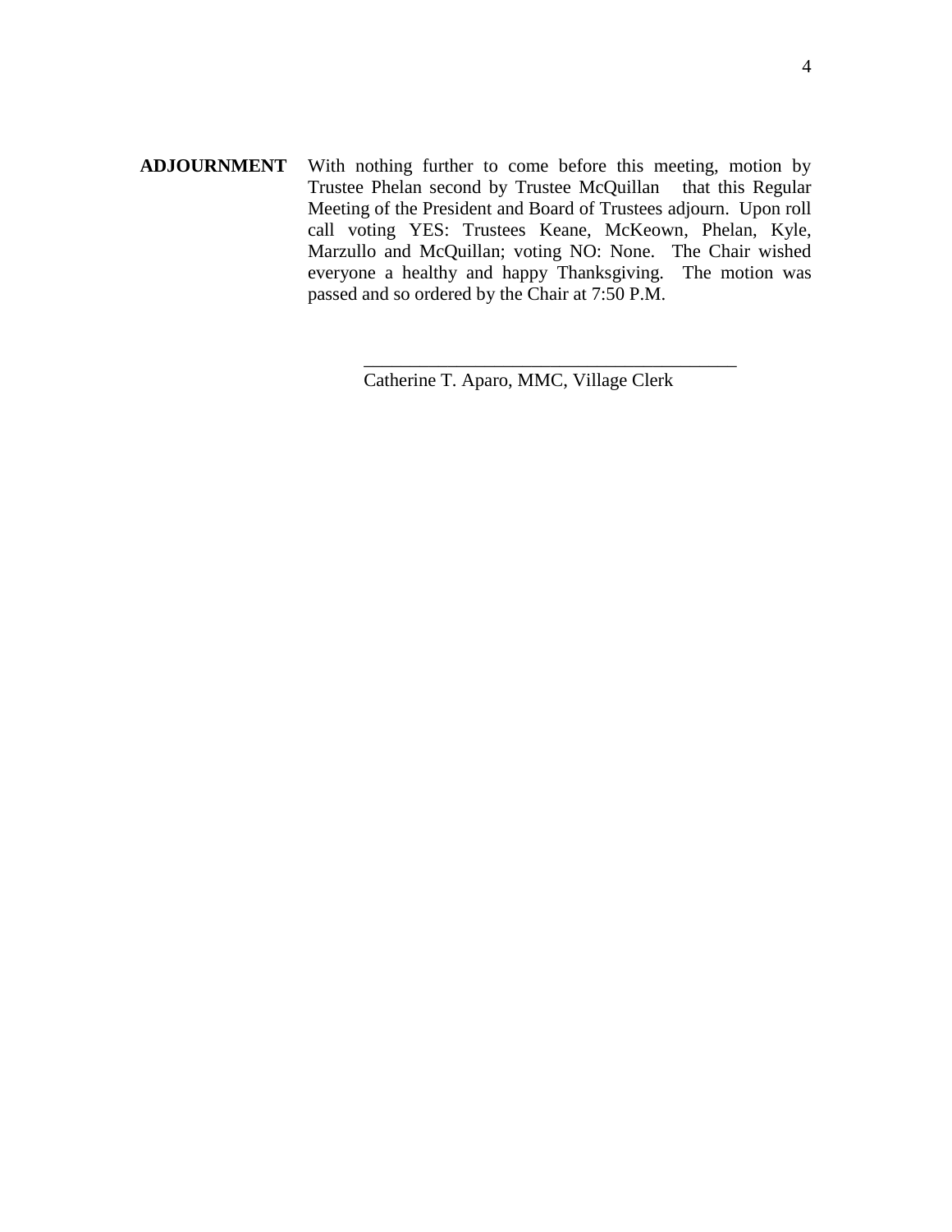**ADJOURNMENT** With nothing further to come before this meeting, motion by Trustee Phelan second by Trustee McQuillan that this Regular Meeting of the President and Board of Trustees adjourn. Upon roll call voting YES: Trustees Keane, McKeown, Phelan, Kyle, Marzullo and McQuillan; voting NO: None. The Chair wished everyone a healthy and happy Thanksgiving. The motion was passed and so ordered by the Chair at 7:50 P.M.

\_\_\_\_\_\_\_\_\_\_\_\_\_\_\_\_\_\_\_\_\_\_\_\_\_\_\_\_\_\_\_\_\_\_\_\_\_\_\_\_

Catherine T. Aparo, MMC, Village Clerk